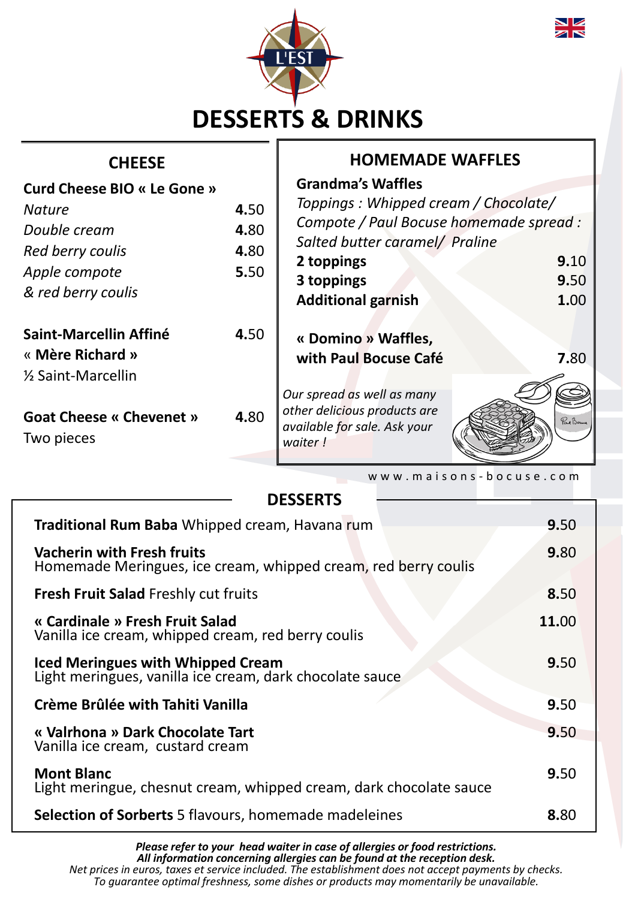L'EST

# DESSERTS & DRINKS

## CHEESE

**Curd Cheese BIO « Le Gone »**

| | |
|---|---|
| *Nature* | **4.**50 |
| *Double cream* | **4.**80 |
| *Red berry coulis* | **4.**80 |
| *Apple compote & red berry coulis* | **5.**50 |

**Saint-Marcellin Affiné** « **Mère Richard** » **4.**50
½ Saint-Marcellin

**Goat Cheese « Chevenet »** **4.**80
Two pieces

## HOMEMADE WAFFLES

**Grandma's Waffles**

*Toppings : Whipped cream / Chocolate/ Compote / Paul Bocuse homemade spread : Salted butter caramel/ Praline*

| | |
|---|---|
| **2 toppings** | **9.**10 |
| **3 toppings** | **9.**50 |
| **Additional garnish** | **1.**00 |

**« Domino » Waffles, with Paul Bocuse Café** **7.**80

*Our spread as well as many other delicious products are available for sale. Ask your waiter !*

www.maisons-bocuse.com

## DESSERTS

| | |
|---|---|
| **Traditional Rum Baba** Whipped cream, Havana rum | **9.**50 |
| **Vacherin with Fresh fruits** Homemade Meringues, ice cream, whipped cream, red berry coulis | **9.**80 |
| **Fresh Fruit Salad** Freshly cut fruits | **8.**50 |
| **« Cardinale » Fresh Fruit Salad** Vanilla ice cream, whipped cream, red berry coulis | **11.**00 |
| **Iced Meringues with Whipped Cream** Light meringues, vanilla ice cream, dark chocolate sauce | **9.**50 |
| **Crème Brûlée with Tahiti Vanilla** | **9.**50 |
| **« Valrhona » Dark Chocolate Tart** Vanilla ice cream, custard cream | **9.**50 |
| **Mont Blanc** Light meringue, chesnut cream, whipped cream, dark chocolate sauce | **9.**50 |
| **Selection of Sorberts** 5 flavours, homemade madeleines | **8.**80 |

***Please refer to your head waiter in case of allergies or food restrictions.***
***All information concerning allergies can be found at the reception desk.***
*Net prices in euros, taxes et service included. The establishment does not accept payments by checks.*
*To guarantee optimal freshness, some dishes or products may momentarily be unavailable.*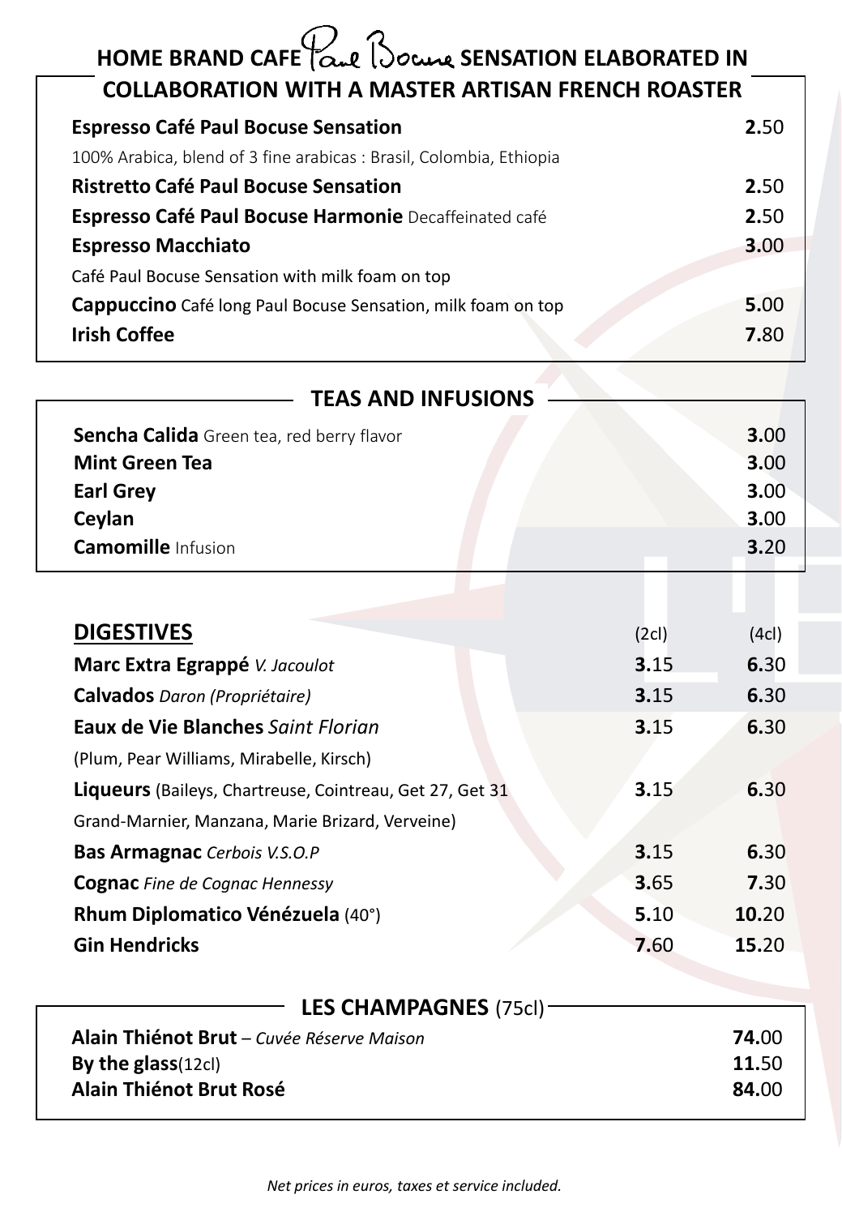## HOME BRAND CAFE Paul Bocuse SENSATION ELABORATED IN COLLABORATION WITH A MASTER ARTISAN FRENCH ROASTER

| | |
|---|---|
| **Espresso Café Paul Bocuse Sensation** | **2.**50 |
| 100% Arabica, blend of 3 fine arabicas : Brasil, Colombia, Ethiopia | |
| **Ristretto Café Paul Bocuse Sensation** | **2.**50 |
| **Espresso Café Paul Bocuse Harmonie** Decaffeinated café | **2.**50 |
| **Espresso Macchiato** | **3.**00 |
| Café Paul Bocuse Sensation with milk foam on top | |
| **Cappuccino** Café long Paul Bocuse Sensation, milk foam on top | **5.**00 |
| **Irish Coffee** | **7.**80 |

## TEAS AND INFUSIONS

| | |
|---|---|
| **Sencha Calida** Green tea, red berry flavor | **3.**00 |
| **Mint Green Tea** | **3.**00 |
| **Earl Grey** | **3.**00 |
| **Ceylan** | **3.**00 |
| **Camomille** Infusion | **3.**20 |

| **DIGESTIVES** | (2cl) | (4cl) |
|---|---|---|
| **Marc Extra Egrappé** *V. Jacoulot* | **3.**15 | **6.**30 |
| **Calvados** *Daron (Propriétaire)* | **3.**15 | **6.**30 |
| **Eaux de Vie Blanches** *Saint Florian* | **3.**15 | **6.**30 |
| (Plum, Pear Williams, Mirabelle, Kirsch) | | |
| **Liqueurs** (Baileys, Chartreuse, Cointreau, Get 27, Get 31 | **3.**15 | **6.**30 |
| Grand-Marnier, Manzana, Marie Brizard, Verveine) | | |
| **Bas Armagnac** *Cerbois V.S.O.P* | **3.**15 | **6.**30 |
| **Cognac** *Fine de Cognac Hennessy* | **3.**65 | **7.**30 |
| **Rhum Diplomatico Vénézuela** (40°) | **5.**10 | **10.**20 |
| **Gin Hendricks** | **7.**60 | **15.**20 |

## LES CHAMPAGNES (75cl)

| | |
|---|---|
| **Alain Thiénot Brut** – *Cuvée Réserve Maison* | **74.**00 |
| **By the glass**(12cl) | **11.**50 |
| **Alain Thiénot Brut Rosé** | **84.**00 |

*Net prices in euros, taxes et service included.*